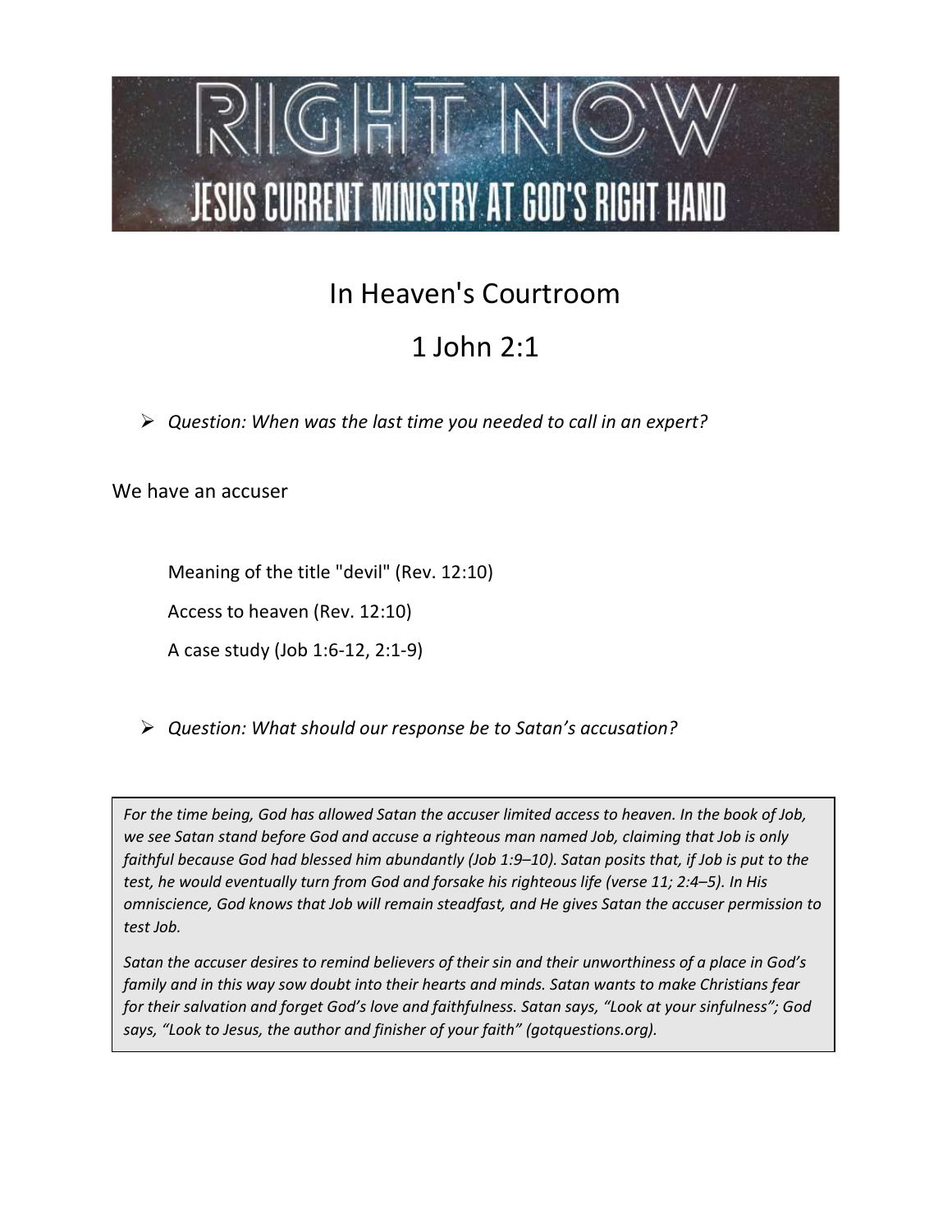# RIGHT NOW

## JESUS CURRENT MINISTRY AT GOD'S RIGHT HAND

# In Heaven's Courtroom

# 1 John 2:1

- *Question: When was the last time you needed to call in an expert?*

We have an accuser

Meaning of the title "devil" (Rev. 12:10)

Access to heaven (Rev. 12:10)

A case study (Job 1:6-12, 2:1-9)

- *Question: What should our response be to Satan's accusation?*

> *For the time being, God has allowed Satan the accuser limited access to heaven. In the book of Job, we see Satan stand before God and accuse a righteous man named Job, claiming that Job is only faithful because God had blessed him abundantly (Job 1:9–10). Satan posits that, if Job is put to the test, he would eventually turn from God and forsake his righteous life (verse 11; 2:4–5). In His omniscience, God knows that Job will remain steadfast, and He gives Satan the accuser permission to test Job.*
>
> *Satan the accuser desires to remind believers of their sin and their unworthiness of a place in God's family and in this way sow doubt into their hearts and minds. Satan wants to make Christians fear for their salvation and forget God's love and faithfulness. Satan says, "Look at your sinfulness"; God says, "Look to Jesus, the author and finisher of your faith" (gotquestions.org).*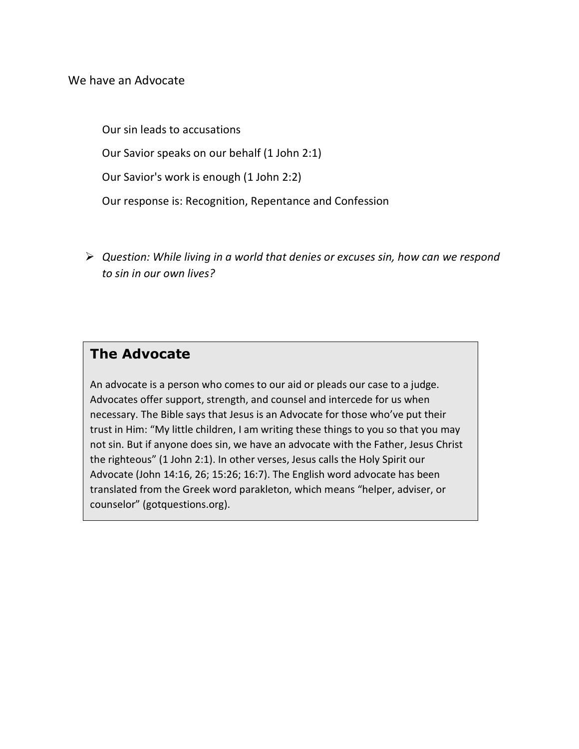We have an Advocate

Our sin leads to accusations

Our Savior speaks on our behalf (1 John 2:1)

Our Savior's work is enough (1 John 2:2)

Our response is: Recognition, Repentance and Confession

- *Question: While living in a world that denies or excuses sin, how can we respond to sin in our own lives?*

## The Advocate

An advocate is a person who comes to our aid or pleads our case to a judge. Advocates offer support, strength, and counsel and intercede for us when necessary. The Bible says that Jesus is an Advocate for those who've put their trust in Him: "My little children, I am writing these things to you so that you may not sin. But if anyone does sin, we have an advocate with the Father, Jesus Christ the righteous" (1 John 2:1). In other verses, Jesus calls the Holy Spirit our Advocate (John 14:16, 26; 15:26; 16:7). The English word advocate has been translated from the Greek word parakleton, which means "helper, adviser, or counselor" (gotquestions.org).